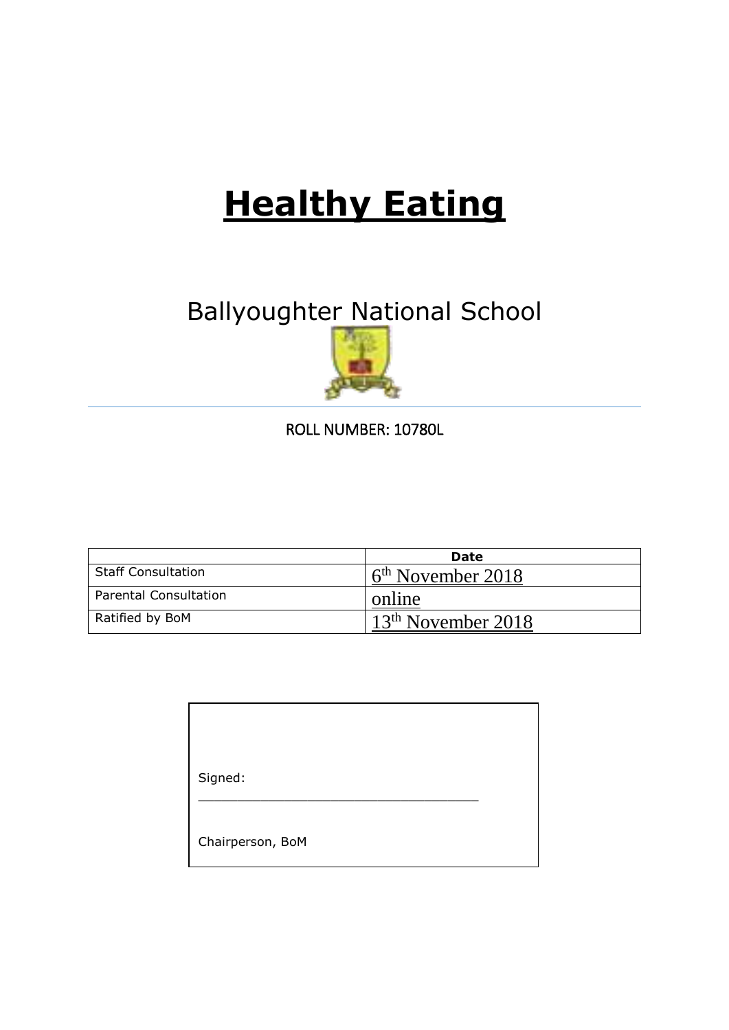# Healthy Eating

## Ballyoughter National School

ROLL NUMBER: 10780L

| | Date |
|---|---|
| Staff Consultation | 6th November 2018 |
| Parental Consultation | online |
| Ratified by BoM | 13th November 2018 |

Signed: ___________________________________

Chairperson, BoM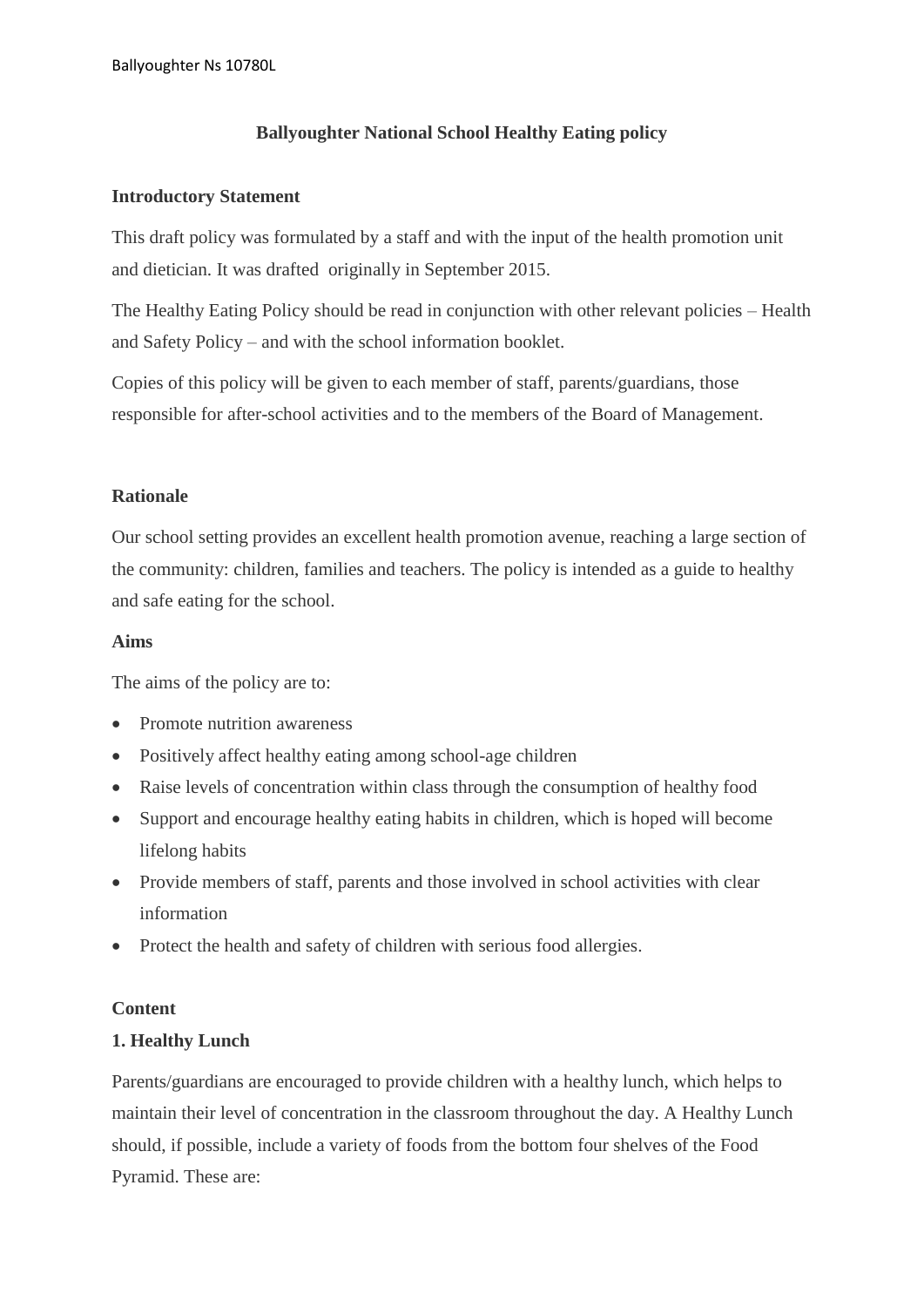# Ballyoughter National School Healthy Eating policy

## Introductory Statement

This draft policy was formulated by a staff and with the input of the health promotion unit and dietician. It was drafted  originally in September 2015.

The Healthy Eating Policy should be read in conjunction with other relevant policies – Health and Safety Policy – and with the school information booklet.

Copies of this policy will be given to each member of staff, parents/guardians, those responsible for after-school activities and to the members of the Board of Management.

## Rationale

Our school setting provides an excellent health promotion avenue, reaching a large section of the community: children, families and teachers. The policy is intended as a guide to healthy and safe eating for the school.

## Aims

The aims of the policy are to:

- Promote nutrition awareness
- Positively affect healthy eating among school-age children
- Raise levels of concentration within class through the consumption of healthy food
- Support and encourage healthy eating habits in children, which is hoped will become lifelong habits
- Provide members of staff, parents and those involved in school activities with clear information
- Protect the health and safety of children with serious food allergies.

## Content

### 1. Healthy Lunch

Parents/guardians are encouraged to provide children with a healthy lunch, which helps to maintain their level of concentration in the classroom throughout the day. A Healthy Lunch should, if possible, include a variety of foods from the bottom four shelves of the Food Pyramid. These are: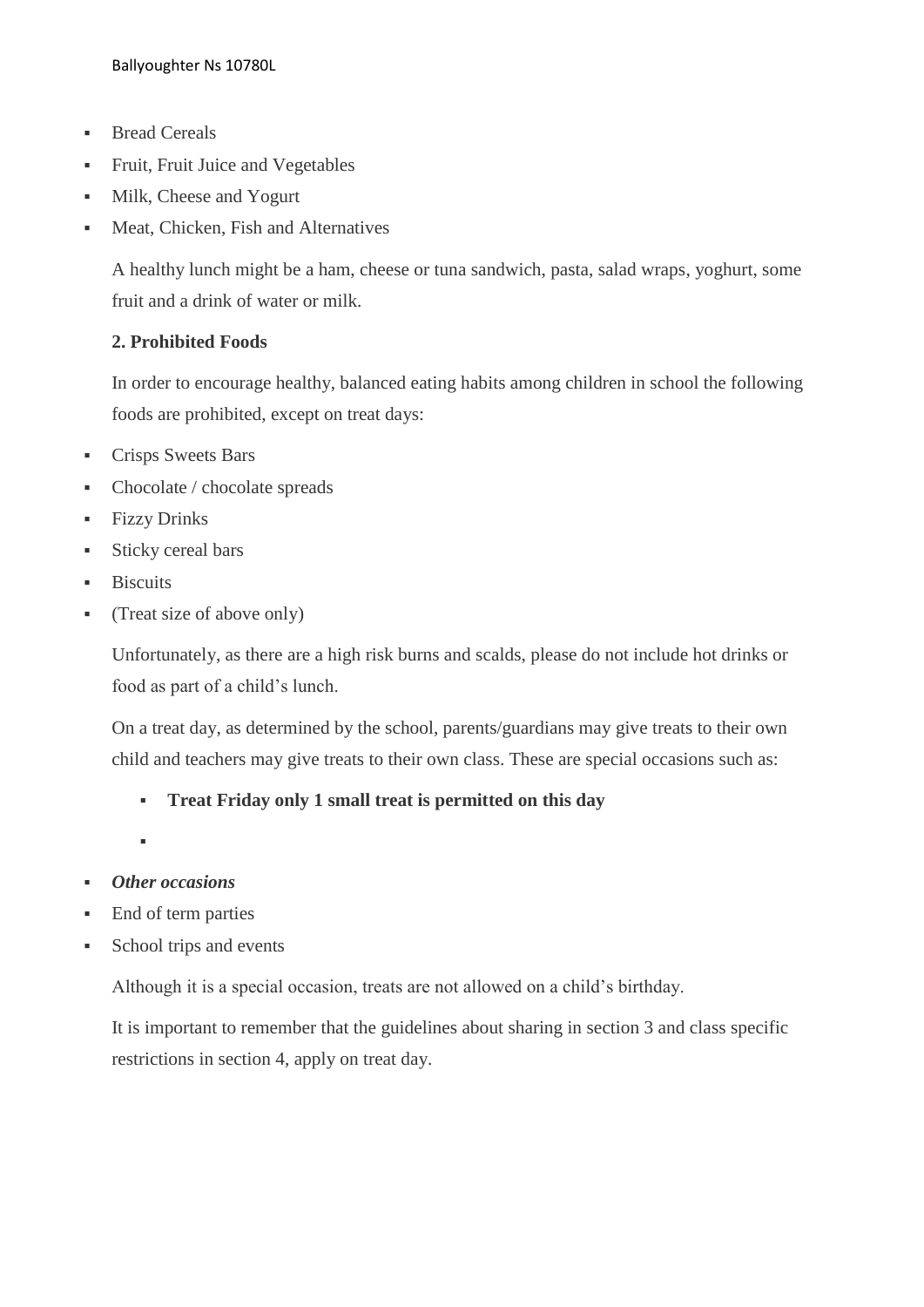- Bread Cereals
- Fruit, Fruit Juice and Vegetables
- Milk, Cheese and Yogurt
- Meat, Chicken, Fish and Alternatives

A healthy lunch might be a ham, cheese or tuna sandwich, pasta, salad wraps, yoghurt, some fruit and a drink of water or milk.

**2. Prohibited Foods**

In order to encourage healthy, balanced eating habits among children in school the following foods are prohibited, except on treat days:

- Crisps Sweets Bars
- Chocolate / chocolate spreads
- Fizzy Drinks
- Sticky cereal bars
- Biscuits
- (Treat size of above only)

Unfortunately, as there are a high risk burns and scalds, please do not include hot drinks or food as part of a child's lunch.

On a treat day, as determined by the school, parents/guardians may give treats to their own child and teachers may give treats to their own class. These are special occasions such as:

- **Treat Friday only 1 small treat is permitted on this day**

- ***Other occasions***
- End of term parties
- School trips and events

Although it is a special occasion, treats are not allowed on a child's birthday.

It is important to remember that the guidelines about sharing in section 3 and class specific restrictions in section 4, apply on treat day.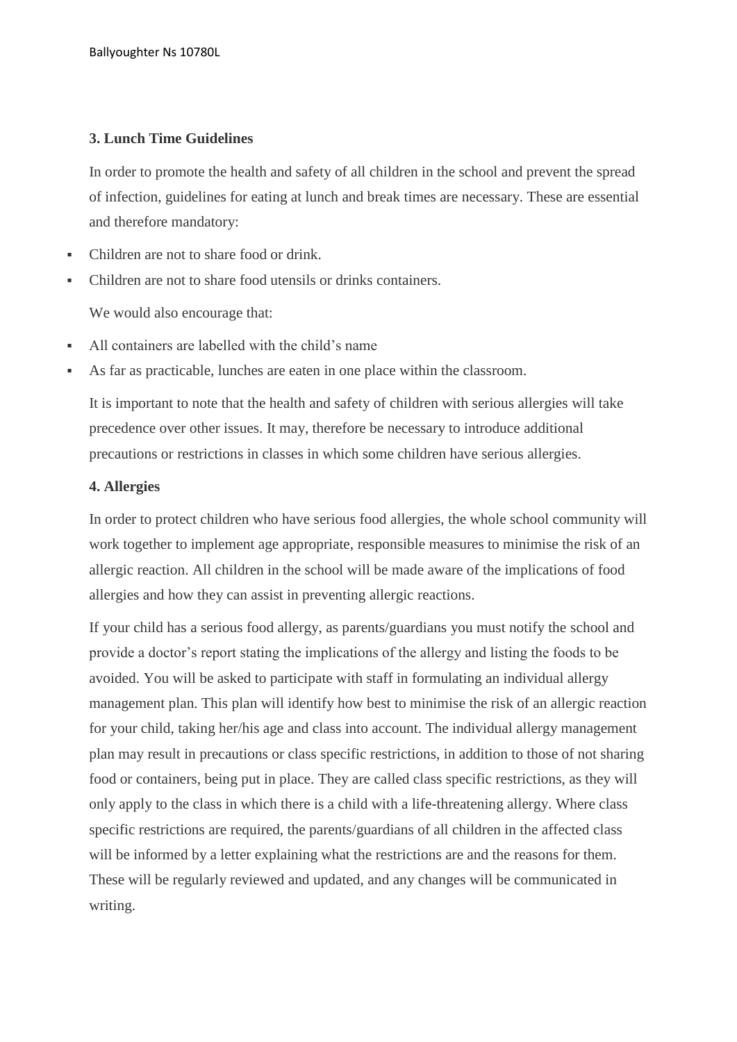### 3. Lunch Time Guidelines

In order to promote the health and safety of all children in the school and prevent the spread of infection, guidelines for eating at lunch and break times are necessary. These are essential and therefore mandatory:

- Children are not to share food or drink.
- Children are not to share food utensils or drinks containers.

We would also encourage that:

- All containers are labelled with the child's name
- As far as practicable, lunches are eaten in one place within the classroom.

It is important to note that the health and safety of children with serious allergies will take precedence over other issues. It may, therefore be necessary to introduce additional precautions or restrictions in classes in which some children have serious allergies.

### 4. Allergies

In order to protect children who have serious food allergies, the whole school community will work together to implement age appropriate, responsible measures to minimise the risk of an allergic reaction. All children in the school will be made aware of the implications of food allergies and how they can assist in preventing allergic reactions.

If your child has a serious food allergy, as parents/guardians you must notify the school and provide a doctor's report stating the implications of the allergy and listing the foods to be avoided. You will be asked to participate with staff in formulating an individual allergy management plan. This plan will identify how best to minimise the risk of an allergic reaction for your child, taking her/his age and class into account. The individual allergy management plan may result in precautions or class specific restrictions, in addition to those of not sharing food or containers, being put in place. They are called class specific restrictions, as they will only apply to the class in which there is a child with a life-threatening allergy. Where class specific restrictions are required, the parents/guardians of all children in the affected class will be informed by a letter explaining what the restrictions are and the reasons for them. These will be regularly reviewed and updated, and any changes will be communicated in writing.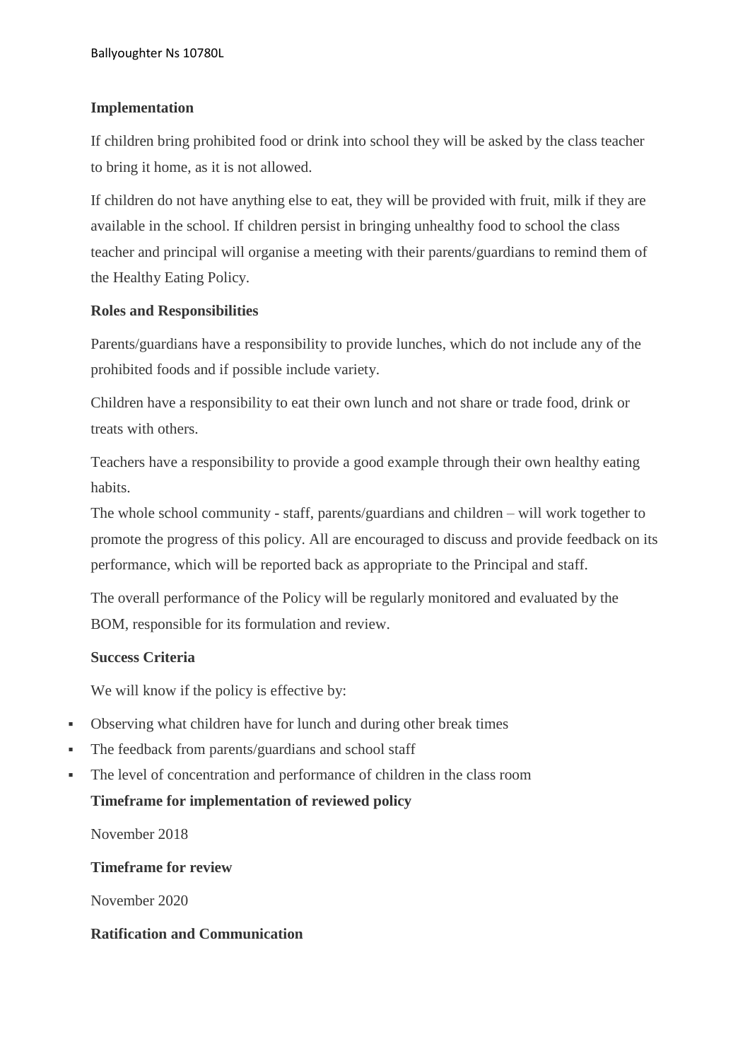**Implementation**

If children bring prohibited food or drink into school they will be asked by the class teacher to bring it home, as it is not allowed.

If children do not have anything else to eat, they will be provided with fruit, milk if they are available in the school. If children persist in bringing unhealthy food to school the class teacher and principal will organise a meeting with their parents/guardians to remind them of the Healthy Eating Policy.

**Roles and Responsibilities**

Parents/guardians have a responsibility to provide lunches, which do not include any of the prohibited foods and if possible include variety.

Children have a responsibility to eat their own lunch and not share or trade food, drink or treats with others.

Teachers have a responsibility to provide a good example through their own healthy eating habits.
The whole school community - staff, parents/guardians and children – will work together to promote the progress of this policy. All are encouraged to discuss and provide feedback on its performance, which will be reported back as appropriate to the Principal and staff.

The overall performance of the Policy will be regularly monitored and evaluated by the BOM, responsible for its formulation and review.

**Success Criteria**

We will know if the policy is effective by:

- Observing what children have for lunch and during other break times
- The feedback from parents/guardians and school staff
- The level of concentration and performance of children in the class room

**Timeframe for implementation of reviewed policy**

November 2018

**Timeframe for review**

November 2020

**Ratification and Communication**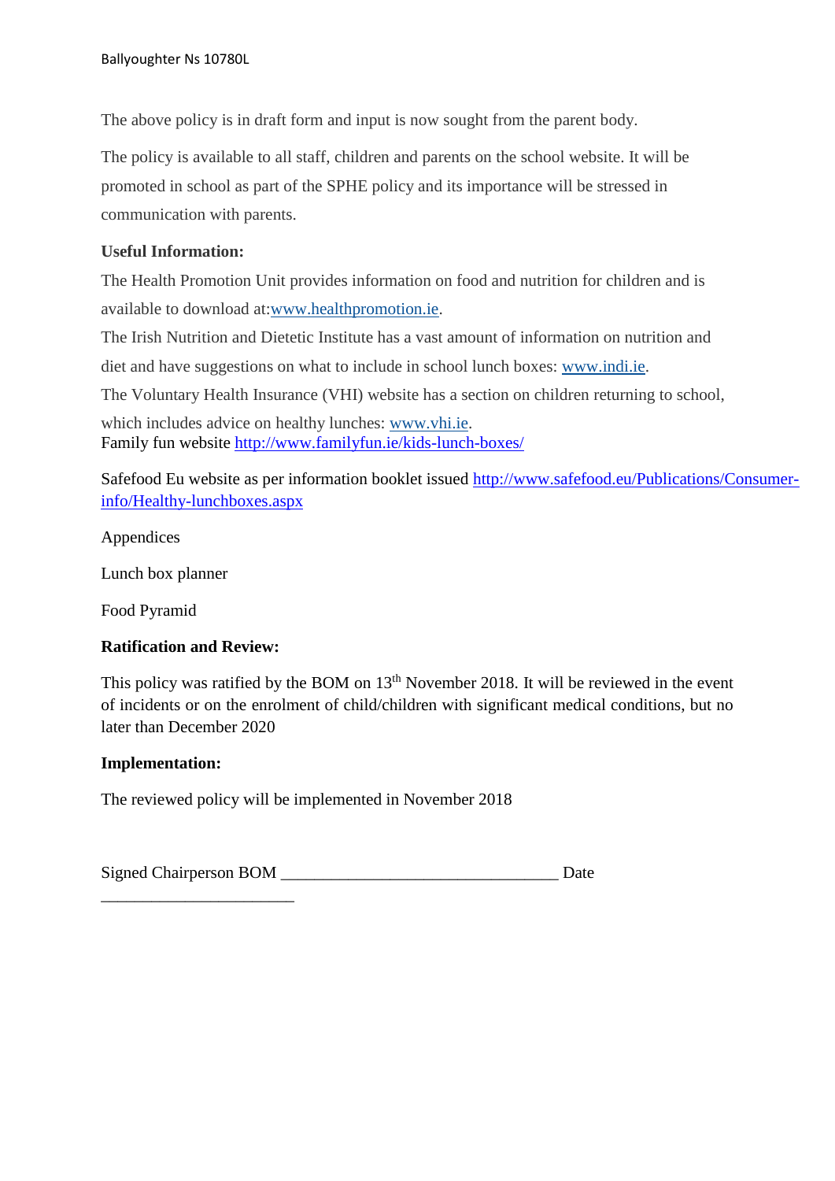The above policy is in draft form and input is now sought from the parent body.

The policy is available to all staff, children and parents on the school website. It will be promoted in school as part of the SPHE policy and its importance will be stressed in communication with parents.

**Useful Information:**

The Health Promotion Unit provides information on food and nutrition for children and is available to download at:www.healthpromotion.ie.
The Irish Nutrition and Dietetic Institute has a vast amount of information on nutrition and diet and have suggestions on what to include in school lunch boxes: www.indi.ie.
The Voluntary Health Insurance (VHI) website has a section on children returning to school, which includes advice on healthy lunches: www.vhi.ie.
Family fun website http://www.familyfun.ie/kids-lunch-boxes/

Safefood Eu website as per information booklet issued http://www.safefood.eu/Publications/Consumer-info/Healthy-lunchboxes.aspx

Appendices

Lunch box planner

Food Pyramid

**Ratification and Review:**

This policy was ratified by the BOM on 13th November 2018. It will be reviewed in the event of incidents or on the enrolment of child/children with significant medical conditions, but no later than December 2020

**Implementation:**

The reviewed policy will be implemented in November 2018

Signed Chairperson BOM ________________________________ Date ______________________